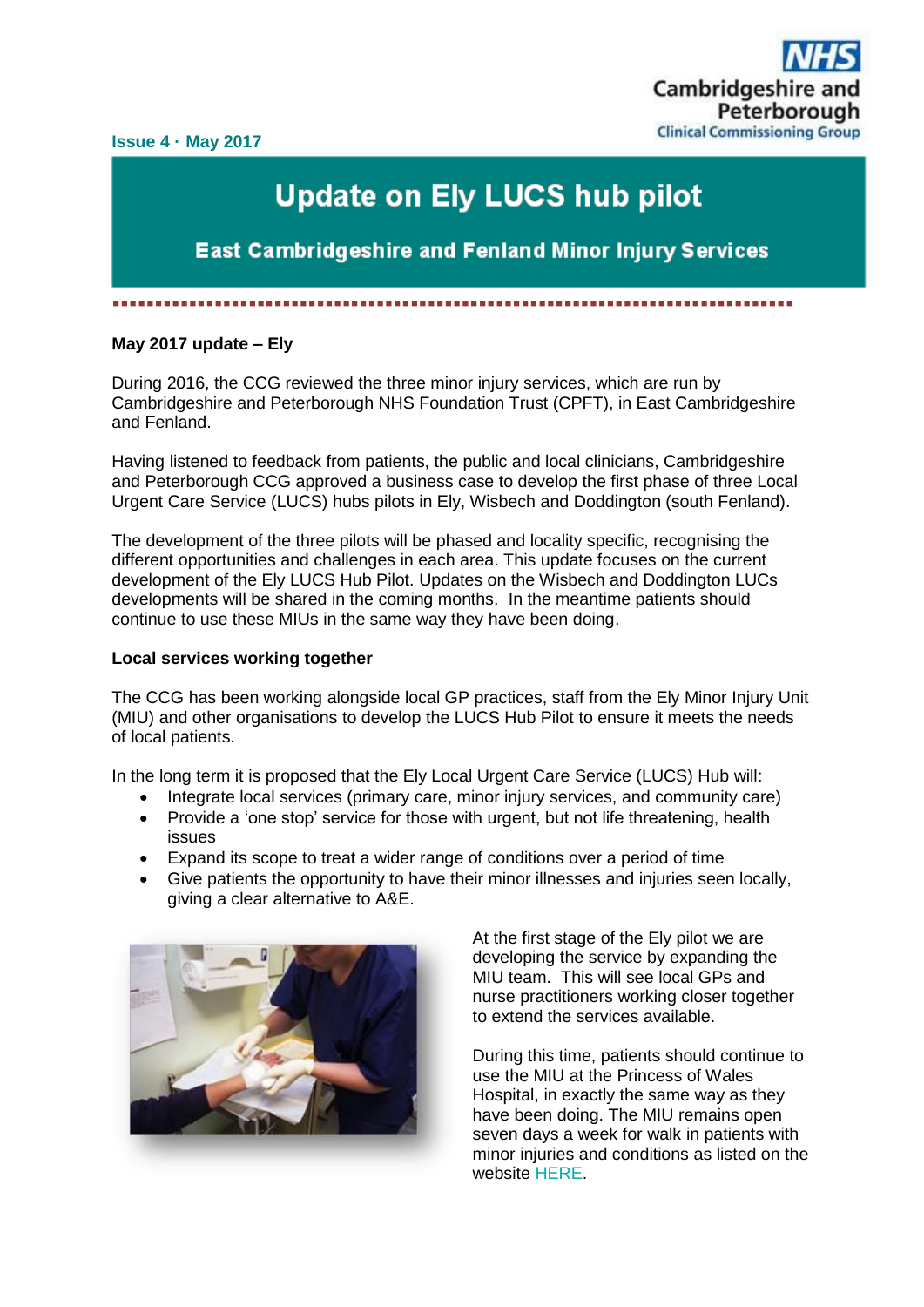Issue 4 · May 2017

NHS Cambridgeshire and Peterborough Clinical Commissioning Group

# Update on Ely LUCS hub pilot

## East Cambridgeshire and Fenland Minor Injury Services

**May 2017 update – Ely**

During 2016, the CCG reviewed the three minor injury services, which are run by Cambridgeshire and Peterborough NHS Foundation Trust (CPFT), in East Cambridgeshire and Fenland.

Having listened to feedback from patients, the public and local clinicians, Cambridgeshire and Peterborough CCG approved a business case to develop the first phase of three Local Urgent Care Service (LUCS) hubs pilots in Ely, Wisbech and Doddington (south Fenland).

The development of the three pilots will be phased and locality specific, recognising the different opportunities and challenges in each area. This update focuses on the current development of the Ely LUCS Hub Pilot. Updates on the Wisbech and Doddington LUCs developments will be shared in the coming months. In the meantime patients should continue to use these MIUs in the same way they have been doing.

**Local services working together**

The CCG has been working alongside local GP practices, staff from the Ely Minor Injury Unit (MIU) and other organisations to develop the LUCS Hub Pilot to ensure it meets the needs of local patients.

In the long term it is proposed that the Ely Local Urgent Care Service (LUCS) Hub will:

- Integrate local services (primary care, minor injury services, and community care)
- Provide a 'one stop' service for those with urgent, but not life threatening, health issues
- Expand its scope to treat a wider range of conditions over a period of time
- Give patients the opportunity to have their minor illnesses and injuries seen locally, giving a clear alternative to A&E.

At the first stage of the Ely pilot we are developing the service by expanding the MIU team. This will see local GPs and nurse practitioners working closer together to extend the services available.

During this time, patients should continue to use the MIU at the Princess of Wales Hospital, in exactly the same way as they have been doing. The MIU remains open seven days a week for walk in patients with minor injuries and conditions as listed on the website HERE.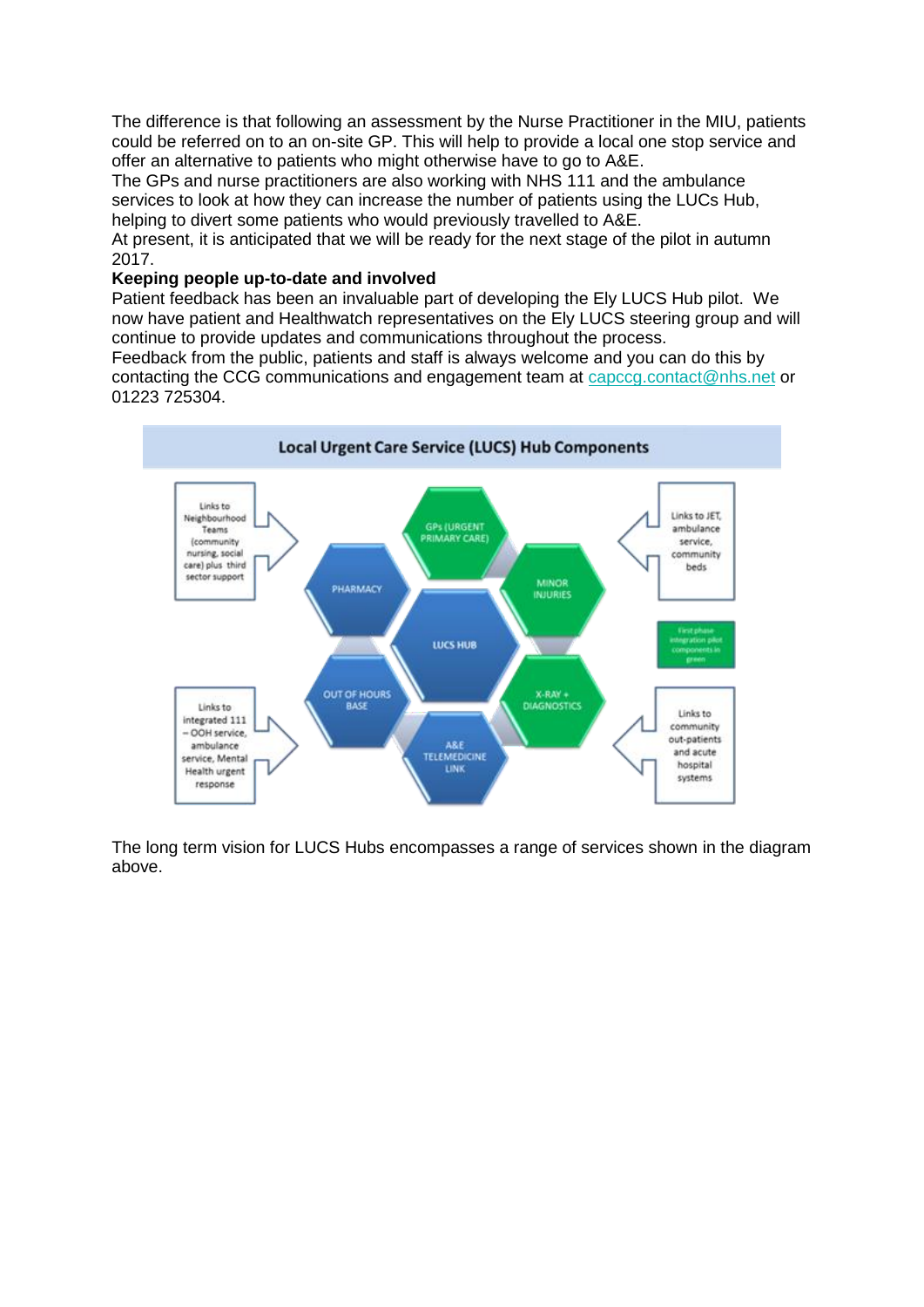The difference is that following an assessment by the Nurse Practitioner in the MIU, patients could be referred on to an on-site GP. This will help to provide a local one stop service and offer an alternative to patients who might otherwise have to go to A&E.

The GPs and nurse practitioners are also working with NHS 111 and the ambulance services to look at how they can increase the number of patients using the LUCs Hub, helping to divert some patients who would previously travelled to A&E.

At present, it is anticipated that we will be ready for the next stage of the pilot in autumn 2017.

**Keeping people up-to-date and involved**

Patient feedback has been an invaluable part of developing the Ely LUCS Hub pilot. We now have patient and Healthwatch representatives on the Ely LUCS steering group and will continue to provide updates and communications throughout the process.

Feedback from the public, patients and staff is always welcome and you can do this by contacting the CCG communications and engagement team at capccg.contact@nhs.net or 01223 725304.

Local Urgent Care Service (LUCS) Hub Components

Links to Neighbourhood Teams (community nursing, social care) plus third sector support

GPs (URGENT PRIMARY CARE)

Links to JET, ambulance service, community beds

PHARMACY

MINOR INJURIES

LUCS HUB

First phase integration pilot components in green

OUT OF HOURS BASE

X-RAY + DIAGNOSTICS

Links to integrated 111 – OOH service, ambulance service, Mental Health urgent response

A&E TELEMEDICINE LINK

Links to community out-patients and acute hospital systems

The long term vision for LUCS Hubs encompasses a range of services shown in the diagram above.